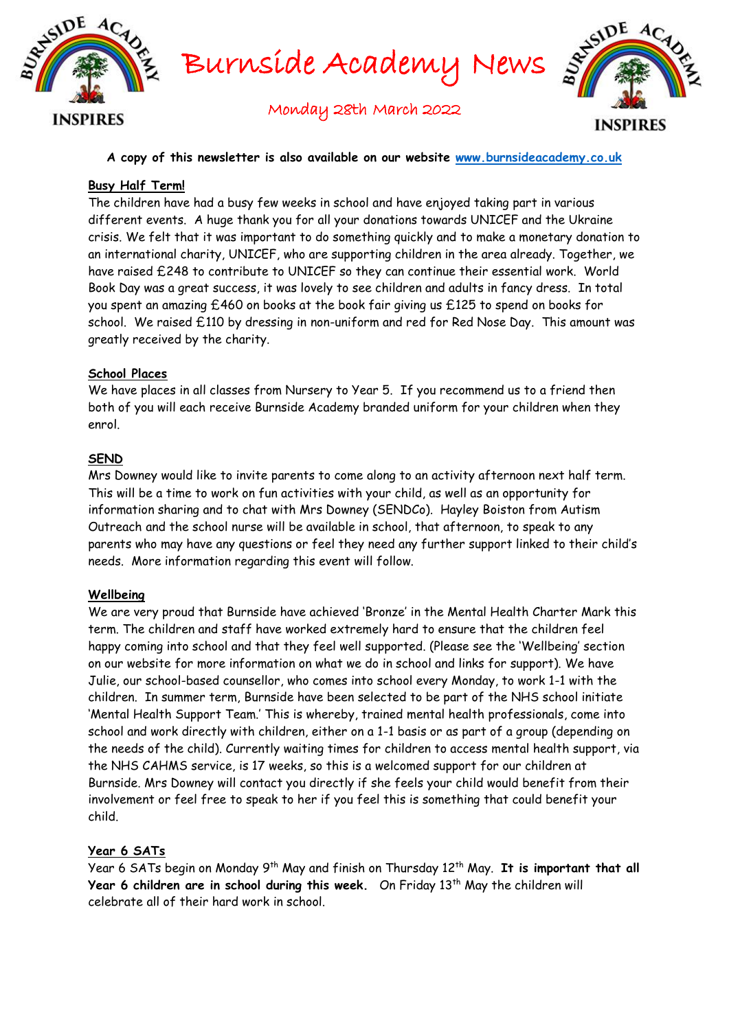# Burnside Academy News

INSPIRES

Monday 28th March 2022

**A copy of this newsletter is also available on our website www.burnsideacademy.co.uk**

## Busy Half Term!

The children have had a busy few weeks in school and have enjoyed taking part in various different events. A huge thank you for all your donations towards UNICEF and the Ukraine crisis. We felt that it was important to do something quickly and to make a monetary donation to an international charity, UNICEF, who are supporting children in the area already. Together, we have raised £248 to contribute to UNICEF so they can continue their essential work. World Book Day was a great success, it was lovely to see children and adults in fancy dress. In total you spent an amazing £460 on books at the book fair giving us £125 to spend on books for school. We raised £110 by dressing in non-uniform and red for Red Nose Day. This amount was greatly received by the charity.

## School Places

We have places in all classes from Nursery to Year 5. If you recommend us to a friend then both of you will each receive Burnside Academy branded uniform for your children when they enrol.

## SEND

Mrs Downey would like to invite parents to come along to an activity afternoon next half term. This will be a time to work on fun activities with your child, as well as an opportunity for information sharing and to chat with Mrs Downey (SENDCo). Hayley Boiston from Autism Outreach and the school nurse will be available in school, that afternoon, to speak to any parents who may have any questions or feel they need any further support linked to their child's needs. More information regarding this event will follow.

## Wellbeing

We are very proud that Burnside have achieved 'Bronze' in the Mental Health Charter Mark this term. The children and staff have worked extremely hard to ensure that the children feel happy coming into school and that they feel well supported. (Please see the 'Wellbeing' section on our website for more information on what we do in school and links for support). We have Julie, our school-based counsellor, who comes into school every Monday, to work 1-1 with the children. In summer term, Burnside have been selected to be part of the NHS school initiate 'Mental Health Support Team.' This is whereby, trained mental health professionals, come into school and work directly with children, either on a 1-1 basis or as part of a group (depending on the needs of the child). Currently waiting times for children to access mental health support, via the NHS CAHMS service, is 17 weeks, so this is a welcomed support for our children at Burnside. Mrs Downey will contact you directly if she feels your child would benefit from their involvement or feel free to speak to her if you feel this is something that could benefit your child.

## Year 6 SATs

Year 6 SATs begin on Monday 9th May and finish on Thursday 12th May. **It is important that all Year 6 children are in school during this week.** On Friday 13th May the children will celebrate all of their hard work in school.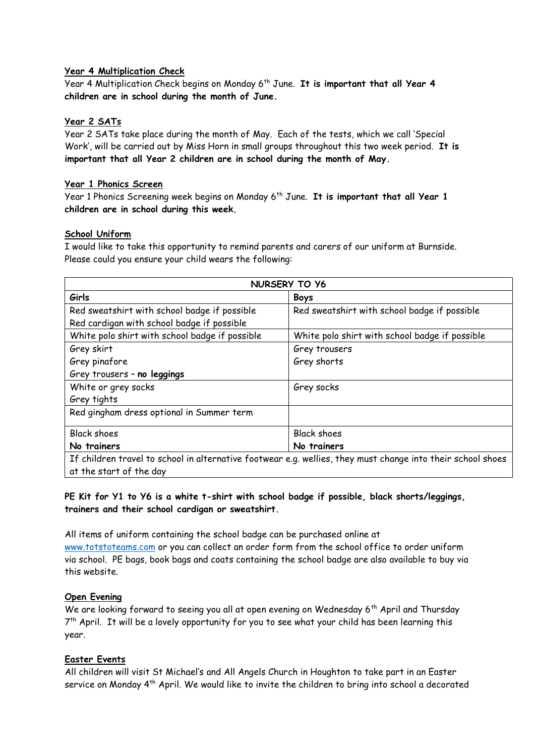**Year 4 Multiplication Check**

Year 4 Multiplication Check begins on Monday 6th June. **It is important that all Year 4 children are in school during the month of June.**

**Year 2 SATs**

Year 2 SATs take place during the month of May. Each of the tests, which we call 'Special Work', will be carried out by Miss Horn in small groups throughout this two week period. **It is important that all Year 2 children are in school during the month of May.**

**Year 1 Phonics Screen**

Year 1 Phonics Screening week begins on Monday 6th June. **It is important that all Year 1 children are in school during this week.**

**School Uniform**

I would like to take this opportunity to remind parents and carers of our uniform at Burnside. Please could you ensure your child wears the following:

| NURSERY TO Y6 | |
|---|---|
| **Girls** | **Boys** |
| Red sweatshirt with school badge if possible<br>Red cardigan with school badge if possible | Red sweatshirt with school badge if possible |
| White polo shirt with school badge if possible | White polo shirt with school badge if possible |
| Grey skirt<br>Grey pinafore<br>Grey trousers – **no leggings** | Grey trousers<br>Grey shorts |
| White or grey socks<br>Grey tights | Grey socks |
| Red gingham dress optional in Summer term | |
| Black shoes<br>**No trainers** | Black shoes<br>**No trainers** |
| If children travel to school in alternative footwear e.g. wellies, they must change into their school shoes at the start of the day | |

**PE Kit for Y1 to Y6 is a white t-shirt with school badge if possible, black shorts/leggings, trainers and their school cardigan or sweatshirt.**

All items of uniform containing the school badge can be purchased online at www.totstoteams.com or you can collect an order form from the school office to order uniform via school. PE bags, book bags and coats containing the school badge are also available to buy via this website.

**Open Evening**

We are looking forward to seeing you all at open evening on Wednesday 6th April and Thursday 7th April. It will be a lovely opportunity for you to see what your child has been learning this year.

**Easter Events**

All children will visit St Michael's and All Angels Church in Houghton to take part in an Easter service on Monday 4th April. We would like to invite the children to bring into school a decorated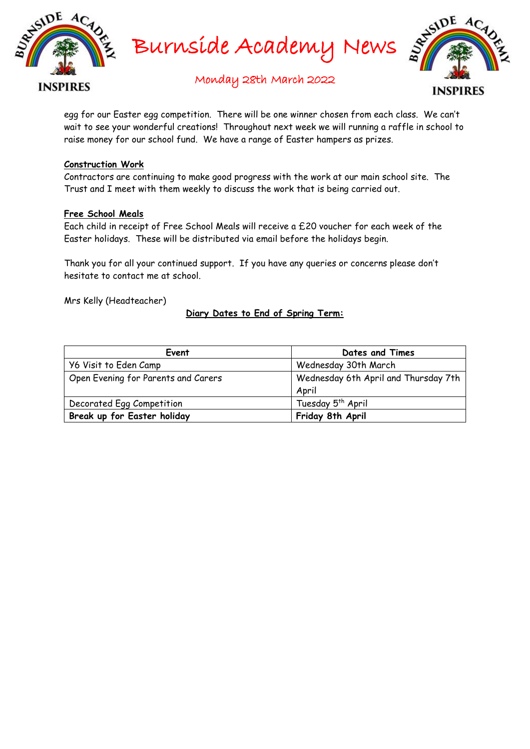egg for our Easter egg competition. There will be one winner chosen from each class. We can't wait to see your wonderful creations! Throughout next week we will running a raffle in school to raise money for our school fund. We have a range of Easter hampers as prizes.

**Construction Work**

Contractors are continuing to make good progress with the work at our main school site. The Trust and I meet with them weekly to discuss the work that is being carried out.

**Free School Meals**

Each child in receipt of Free School Meals will receive a £20 voucher for each week of the Easter holidays. These will be distributed via email before the holidays begin.

Thank you for all your continued support. If you have any queries or concerns please don't hesitate to contact me at school.

Mrs Kelly (Headteacher)

**Diary Dates to End of Spring Term:**

| Event | Dates and Times |
|---|---|
| Y6 Visit to Eden Camp | Wednesday 30th March |
| Open Evening for Parents and Carers | Wednesday 6th April and Thursday 7th April |
| Decorated Egg Competition | Tuesday 5th April |
| **Break up for Easter holiday** | **Friday 8th April** |